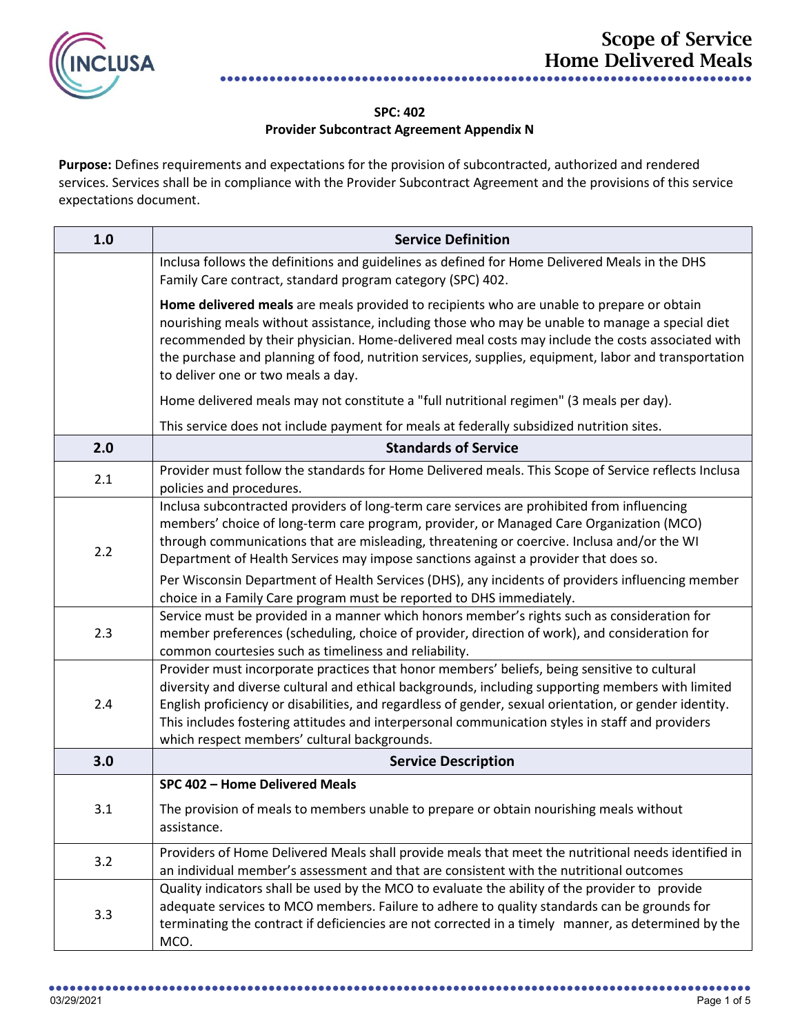# Scope of Service
# Home Delivered Meals

**SPC: 402**
**Provider Subcontract Agreement Appendix N**

**Purpose:** Defines requirements and expectations for the provision of subcontracted, authorized and rendered services. Services shall be in compliance with the Provider Subcontract Agreement and the provisions of this service expectations document.

| 1.0 | Service Definition |
|---|---|
| | Inclusa follows the definitions and guidelines as defined for Home Delivered Meals in the DHS Family Care contract, standard program category (SPC) 402.<br><br>**Home delivered meals** are meals provided to recipients who are unable to prepare or obtain nourishing meals without assistance, including those who may be unable to manage a special diet recommended by their physician. Home-delivered meal costs may include the costs associated with the purchase and planning of food, nutrition services, supplies, equipment, labor and transportation to deliver one or two meals a day.<br><br>Home delivered meals may not constitute a "full nutritional regimen" (3 meals per day).<br><br>This service does not include payment for meals at federally subsidized nutrition sites. |
| **2.0** | **Standards of Service** |
| 2.1 | Provider must follow the standards for Home Delivered meals. This Scope of Service reflects Inclusa policies and procedures. |
| 2.2 | Inclusa subcontracted providers of long-term care services are prohibited from influencing members' choice of long-term care program, provider, or Managed Care Organization (MCO) through communications that are misleading, threatening or coercive. Inclusa and/or the WI Department of Health Services may impose sanctions against a provider that does so.<br><br>Per Wisconsin Department of Health Services (DHS), any incidents of providers influencing member choice in a Family Care program must be reported to DHS immediately. |
| 2.3 | Service must be provided in a manner which honors member's rights such as consideration for member preferences (scheduling, choice of provider, direction of work), and consideration for common courtesies such as timeliness and reliability. |
| 2.4 | Provider must incorporate practices that honor members' beliefs, being sensitive to cultural diversity and diverse cultural and ethical backgrounds, including supporting members with limited English proficiency or disabilities, and regardless of gender, sexual orientation, or gender identity. This includes fostering attitudes and interpersonal communication styles in staff and providers which respect members' cultural backgrounds. |
| **3.0** | **Service Description** |
| 3.1 | **SPC 402 – Home Delivered Meals**<br><br>The provision of meals to members unable to prepare or obtain nourishing meals without assistance. |
| 3.2 | Providers of Home Delivered Meals shall provide meals that meet the nutritional needs identified in an individual member's assessment and that are consistent with the nutritional outcomes |
| 3.3 | Quality indicators shall be used by the MCO to evaluate the ability of the provider to provide adequate services to MCO members. Failure to adhere to quality standards can be grounds for terminating the contract if deficiencies are not corrected in a timely manner, as determined by the MCO. |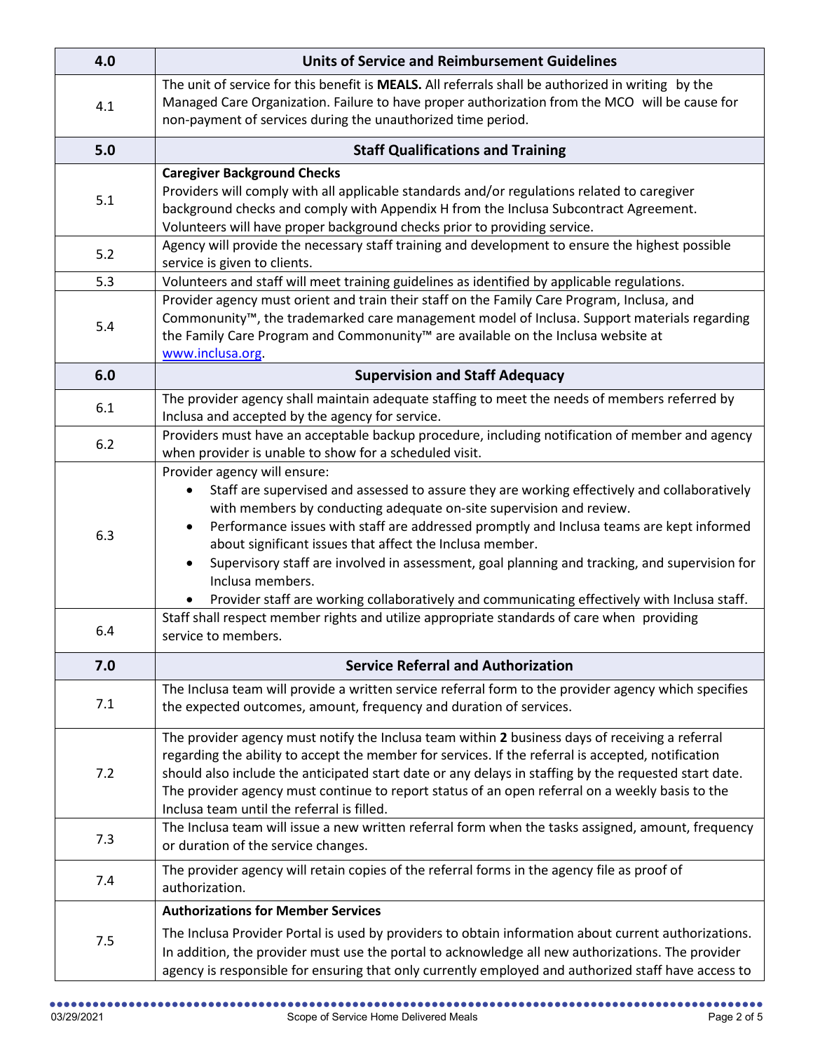| 4.0 | Units of Service and Reimbursement Guidelines |
|---|---|
| 4.1 | The unit of service for this benefit is **MEALS.** All referrals shall be authorized in writing by the Managed Care Organization. Failure to have proper authorization from the MCO will be cause for non-payment of services during the unauthorized time period. |
| **5.0** | **Staff Qualifications and Training** |
| 5.1 | **Caregiver Background Checks**<br>Providers will comply with all applicable standards and/or regulations related to caregiver background checks and comply with Appendix H from the Inclusa Subcontract Agreement. Volunteers will have proper background checks prior to providing service. |
| 5.2 | Agency will provide the necessary staff training and development to ensure the highest possible service is given to clients. |
| 5.3 | Volunteers and staff will meet training guidelines as identified by applicable regulations. |
| 5.4 | Provider agency must orient and train their staff on the Family Care Program, Inclusa, and Commonunity™, the trademarked care management model of Inclusa. Support materials regarding the Family Care Program and Commonunity™ are available on the Inclusa website at www.inclusa.org. |
| **6.0** | **Supervision and Staff Adequacy** |
| 6.1 | The provider agency shall maintain adequate staffing to meet the needs of members referred by Inclusa and accepted by the agency for service. |
| 6.2 | Providers must have an acceptable backup procedure, including notification of member and agency when provider is unable to show for a scheduled visit. |
| 6.3 | Provider agency will ensure:<br>• Staff are supervised and assessed to assure they are working effectively and collaboratively with members by conducting adequate on-site supervision and review.<br>• Performance issues with staff are addressed promptly and Inclusa teams are kept informed about significant issues that affect the Inclusa member.<br>• Supervisory staff are involved in assessment, goal planning and tracking, and supervision for Inclusa members.<br>• Provider staff are working collaboratively and communicating effectively with Inclusa staff. |
| 6.4 | Staff shall respect member rights and utilize appropriate standards of care when providing service to members. |
| **7.0** | **Service Referral and Authorization** |
| 7.1 | The Inclusa team will provide a written service referral form to the provider agency which specifies the expected outcomes, amount, frequency and duration of services. |
| 7.2 | The provider agency must notify the Inclusa team within **2** business days of receiving a referral regarding the ability to accept the member for services. If the referral is accepted, notification should also include the anticipated start date or any delays in staffing by the requested start date. The provider agency must continue to report status of an open referral on a weekly basis to the Inclusa team until the referral is filled. |
| 7.3 | The Inclusa team will issue a new written referral form when the tasks assigned, amount, frequency or duration of the service changes. |
| 7.4 | The provider agency will retain copies of the referral forms in the agency file as proof of authorization. |
| 7.5 | **Authorizations for Member Services**<br>The Inclusa Provider Portal is used by providers to obtain information about current authorizations. In addition, the provider must use the portal to acknowledge all new authorizations. The provider agency is responsible for ensuring that only currently employed and authorized staff have access to |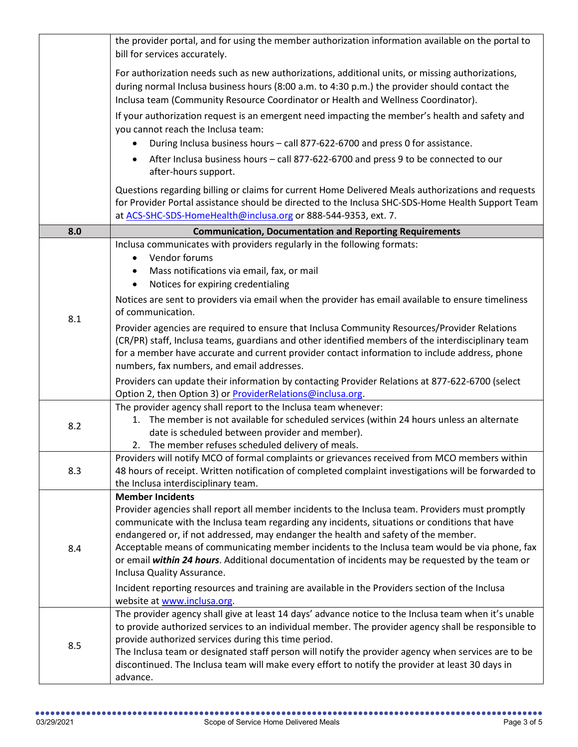| | |
|---|---|
| | the provider portal, and for using the member authorization information available on the portal to bill for services accurately.<br><br>For authorization needs such as new authorizations, additional units, or missing authorizations, during normal Inclusa business hours (8:00 a.m. to 4:30 p.m.) the provider should contact the Inclusa team (Community Resource Coordinator or Health and Wellness Coordinator).<br><br>If your authorization request is an emergent need impacting the member's health and safety and you cannot reach the Inclusa team:<br>• During Inclusa business hours – call 877-622-6700 and press 0 for assistance.<br>• After Inclusa business hours – call 877-622-6700 and press 9 to be connected to our after-hours support.<br><br>Questions regarding billing or claims for current Home Delivered Meals authorizations and requests for Provider Portal assistance should be directed to the Inclusa SHC-SDS-Home Health Support Team at [ACS-SHC-SDS-HomeHealth@inclusa.org](mailto:ACS-SHC-SDS-HomeHealth@inclusa.org) or 888-544-9353, ext. 7. |
| **8.0** | **Communication, Documentation and Reporting Requirements** |
| 8.1 | Inclusa communicates with providers regularly in the following formats:<br>• Vendor forums<br>• Mass notifications via email, fax, or mail<br>• Notices for expiring credentialing<br><br>Notices are sent to providers via email when the provider has email available to ensure timeliness of communication.<br><br>Provider agencies are required to ensure that Inclusa Community Resources/Provider Relations (CR/PR) staff, Inclusa teams, guardians and other identified members of the interdisciplinary team for a member have accurate and current provider contact information to include address, phone numbers, fax numbers, and email addresses.<br><br>Providers can update their information by contacting Provider Relations at 877-622-6700 (select Option 2, then Option 3) or [ProviderRelations@inclusa.org](mailto:ProviderRelations@inclusa.org). |
| 8.2 | The provider agency shall report to the Inclusa team whenever:<br>1. The member is not available for scheduled services (within 24 hours unless an alternate date is scheduled between provider and member).<br>2. The member refuses scheduled delivery of meals. |
| 8.3 | Providers will notify MCO of formal complaints or grievances received from MCO members within 48 hours of receipt. Written notification of completed complaint investigations will be forwarded to the Inclusa interdisciplinary team. |
| 8.4 | **Member Incidents**<br>Provider agencies shall report all member incidents to the Inclusa team. Providers must promptly communicate with the Inclusa team regarding any incidents, situations or conditions that have endangered or, if not addressed, may endanger the health and safety of the member. Acceptable means of communicating member incidents to the Inclusa team would be via phone, fax or email ***within 24 hours***. Additional documentation of incidents may be requested by the team or Inclusa Quality Assurance.<br><br>Incident reporting resources and training are available in the Providers section of the Inclusa website at [www.inclusa.org](http://www.inclusa.org). |
| 8.5 | The provider agency shall give at least 14 days' advance notice to the Inclusa team when it's unable to provide authorized services to an individual member. The provider agency shall be responsible to provide authorized services during this time period.<br>The Inclusa team or designated staff person will notify the provider agency when services are to be discontinued. The Inclusa team will make every effort to notify the provider at least 30 days in advance. |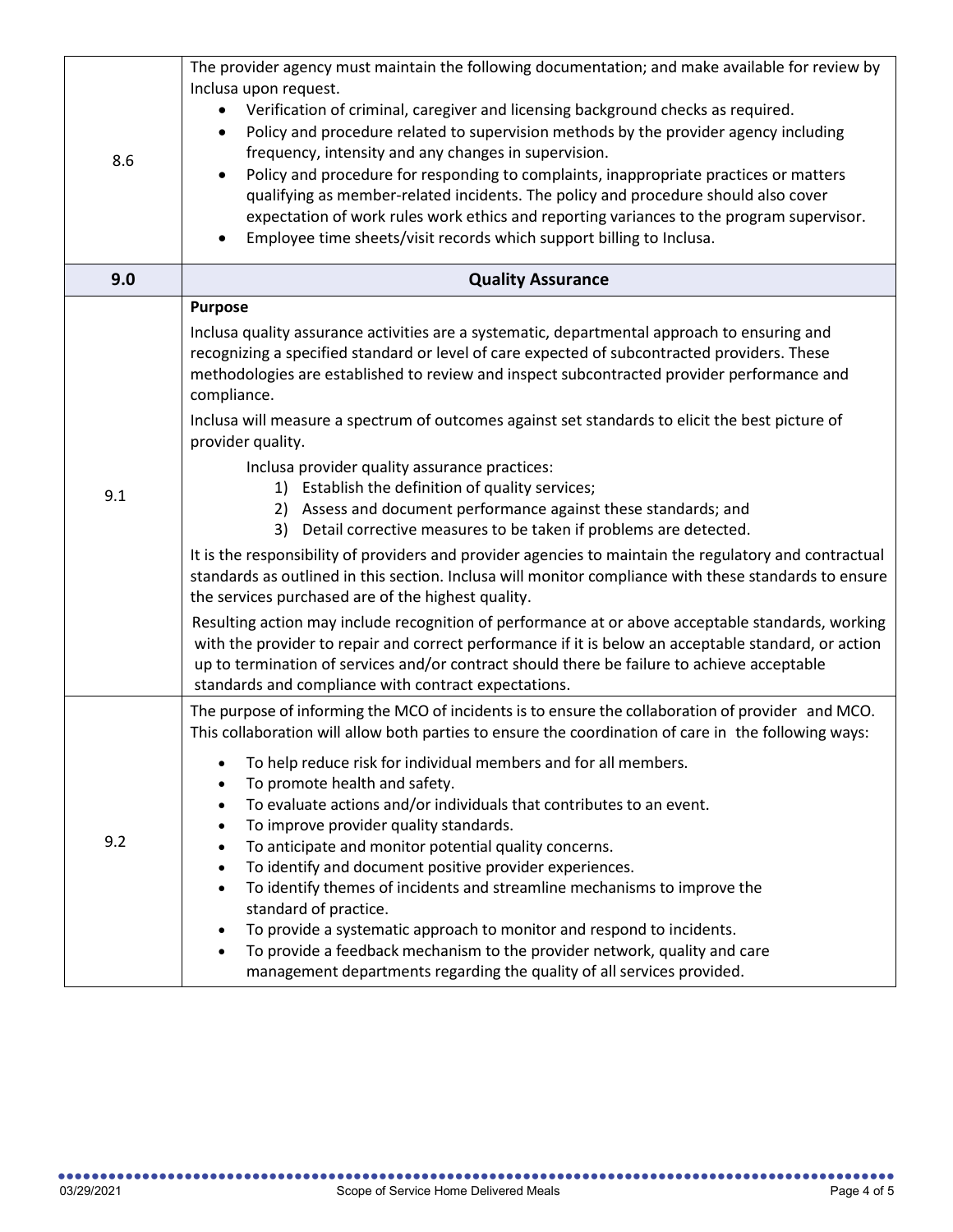| | |
|---|---|
| 8.6 | The provider agency must maintain the following documentation; and make available for review by Inclusa upon request.<br>• Verification of criminal, caregiver and licensing background checks as required.<br>• Policy and procedure related to supervision methods by the provider agency including frequency, intensity and any changes in supervision.<br>• Policy and procedure for responding to complaints, inappropriate practices or matters qualifying as member-related incidents. The policy and procedure should also cover expectation of work rules work ethics and reporting variances to the program supervisor.<br>• Employee time sheets/visit records which support billing to Inclusa. |
| **9.0** | **Quality Assurance** |
| 9.1 | **Purpose**<br>Inclusa quality assurance activities are a systematic, departmental approach to ensuring and recognizing a specified standard or level of care expected of subcontracted providers. These methodologies are established to review and inspect subcontracted provider performance and compliance.<br>Inclusa will measure a spectrum of outcomes against set standards to elicit the best picture of provider quality.<br>Inclusa provider quality assurance practices:<br>1) Establish the definition of quality services;<br>2) Assess and document performance against these standards; and<br>3) Detail corrective measures to be taken if problems are detected.<br>It is the responsibility of providers and provider agencies to maintain the regulatory and contractual standards as outlined in this section. Inclusa will monitor compliance with these standards to ensure the services purchased are of the highest quality.<br>Resulting action may include recognition of performance at or above acceptable standards, working with the provider to repair and correct performance if it is below an acceptable standard, or action up to termination of services and/or contract should there be failure to achieve acceptable standards and compliance with contract expectations. |
| 9.2 | The purpose of informing the MCO of incidents is to ensure the collaboration of provider and MCO. This collaboration will allow both parties to ensure the coordination of care in the following ways:<br>• To help reduce risk for individual members and for all members.<br>• To promote health and safety.<br>• To evaluate actions and/or individuals that contributes to an event.<br>• To improve provider quality standards.<br>• To anticipate and monitor potential quality concerns.<br>• To identify and document positive provider experiences.<br>• To identify themes of incidents and streamline mechanisms to improve the standard of practice.<br>• To provide a systematic approach to monitor and respond to incidents.<br>• To provide a feedback mechanism to the provider network, quality and care management departments regarding the quality of all services provided. |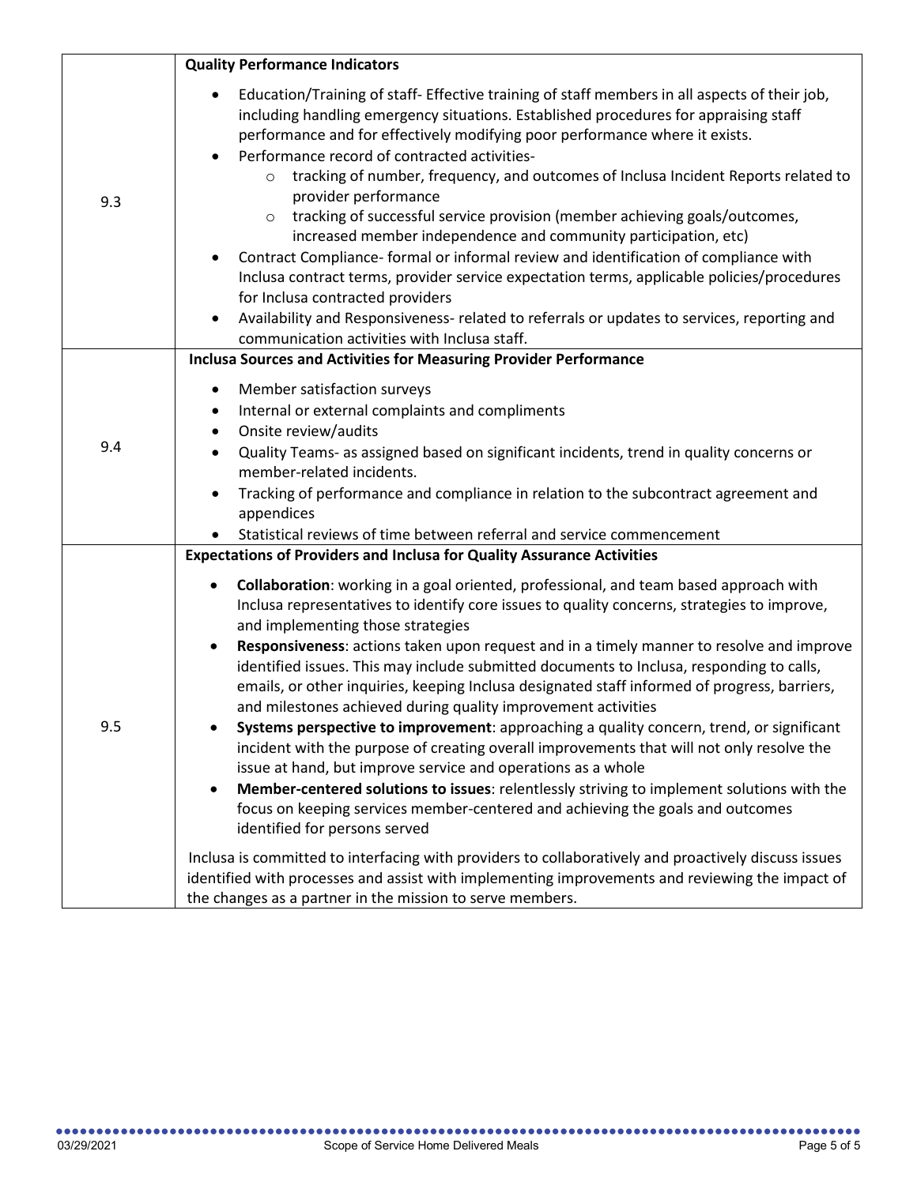| | |
|---|---|
| 9.3 | **Quality Performance Indicators**<br>• Education/Training of staff- Effective training of staff members in all aspects of their job, including handling emergency situations. Established procedures for appraising staff performance and for effectively modifying poor performance where it exists.<br>• Performance record of contracted activities-<br>  ○ tracking of number, frequency, and outcomes of Inclusa Incident Reports related to provider performance<br>  ○ tracking of successful service provision (member achieving goals/outcomes, increased member independence and community participation, etc)<br>• Contract Compliance- formal or informal review and identification of compliance with Inclusa contract terms, provider service expectation terms, applicable policies/procedures for Inclusa contracted providers<br>• Availability and Responsiveness- related to referrals or updates to services, reporting and communication activities with Inclusa staff. |
| 9.4 | **Inclusa Sources and Activities for Measuring Provider Performance**<br>• Member satisfaction surveys<br>• Internal or external complaints and compliments<br>• Onsite review/audits<br>• Quality Teams- as assigned based on significant incidents, trend in quality concerns or member-related incidents.<br>• Tracking of performance and compliance in relation to the subcontract agreement and appendices<br>• Statistical reviews of time between referral and service commencement |
| 9.5 | **Expectations of Providers and Inclusa for Quality Assurance Activities**<br>• **Collaboration**: working in a goal oriented, professional, and team based approach with Inclusa representatives to identify core issues to quality concerns, strategies to improve, and implementing those strategies<br>• **Responsiveness**: actions taken upon request and in a timely manner to resolve and improve identified issues. This may include submitted documents to Inclusa, responding to calls, emails, or other inquiries, keeping Inclusa designated staff informed of progress, barriers, and milestones achieved during quality improvement activities<br>• **Systems perspective to improvement**: approaching a quality concern, trend, or significant incident with the purpose of creating overall improvements that will not only resolve the issue at hand, but improve service and operations as a whole<br>• **Member-centered solutions to issues**: relentlessly striving to implement solutions with the focus on keeping services member-centered and achieving the goals and outcomes identified for persons served<br><br>Inclusa is committed to interfacing with providers to collaboratively and proactively discuss issues identified with processes and assist with implementing improvements and reviewing the impact of the changes as a partner in the mission to serve members. |